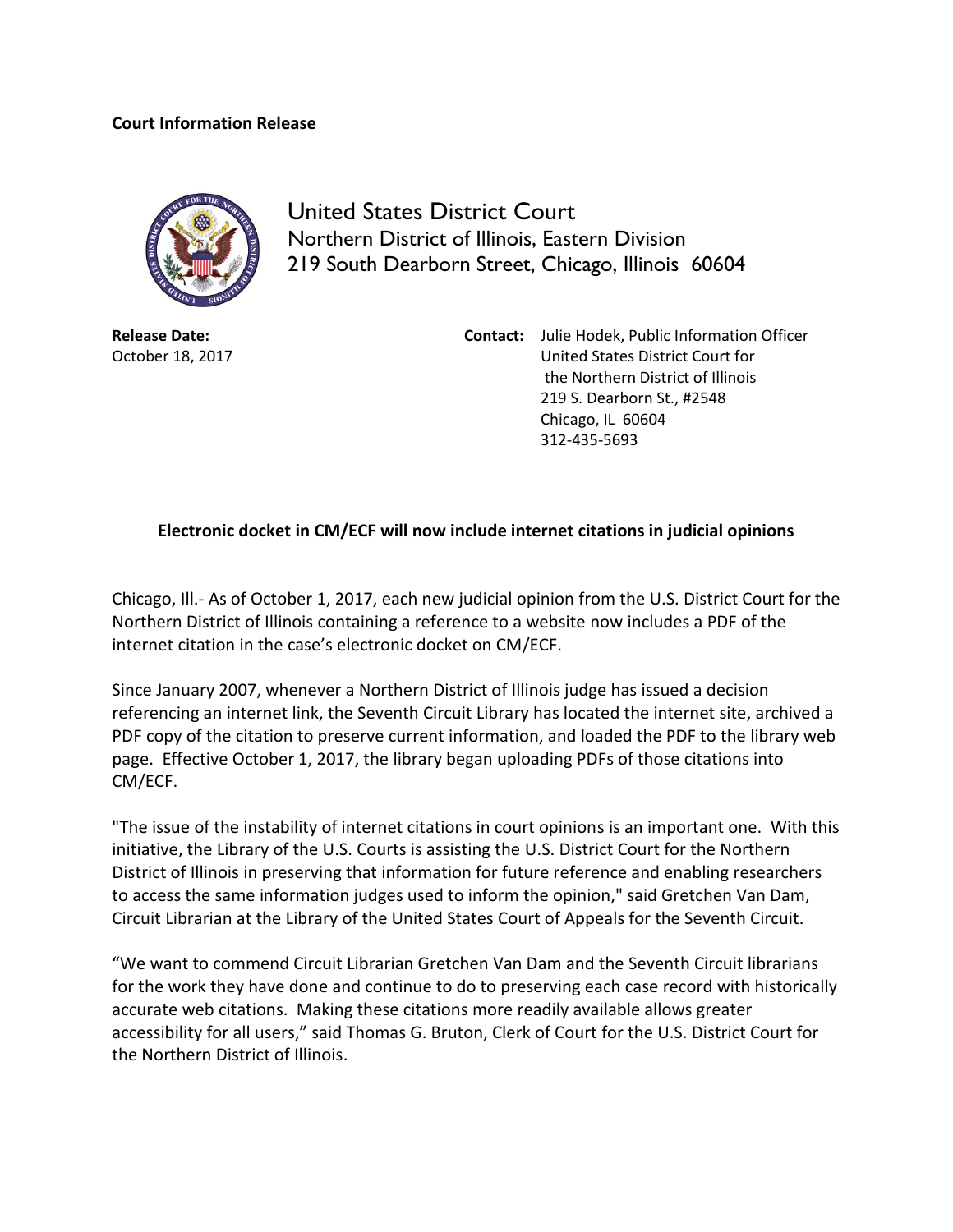**Court Information Release**

United States District Court
Northern District of Illinois, Eastern Division
219 South Dearborn Street, Chicago, Illinois 60604

**Release Date:**
October 18, 2017

**Contact:** Julie Hodek, Public Information Officer
United States District Court for
the Northern District of Illinois
219 S. Dearborn St., #2548
Chicago, IL 60604
312-435-5693

**Electronic docket in CM/ECF will now include internet citations in judicial opinions**

Chicago, Ill.- As of October 1, 2017, each new judicial opinion from the U.S. District Court for the Northern District of Illinois containing a reference to a website now includes a PDF of the internet citation in the case's electronic docket on CM/ECF.

Since January 2007, whenever a Northern District of Illinois judge has issued a decision referencing an internet link, the Seventh Circuit Library has located the internet site, archived a PDF copy of the citation to preserve current information, and loaded the PDF to the library web page. Effective October 1, 2017, the library began uploading PDFs of those citations into CM/ECF.

"The issue of the instability of internet citations in court opinions is an important one. With this initiative, the Library of the U.S. Courts is assisting the U.S. District Court for the Northern District of Illinois in preserving that information for future reference and enabling researchers to access the same information judges used to inform the opinion," said Gretchen Van Dam, Circuit Librarian at the Library of the United States Court of Appeals for the Seventh Circuit.

"We want to commend Circuit Librarian Gretchen Van Dam and the Seventh Circuit librarians for the work they have done and continue to do to preserving each case record with historically accurate web citations. Making these citations more readily available allows greater accessibility for all users," said Thomas G. Bruton, Clerk of Court for the U.S. District Court for the Northern District of Illinois.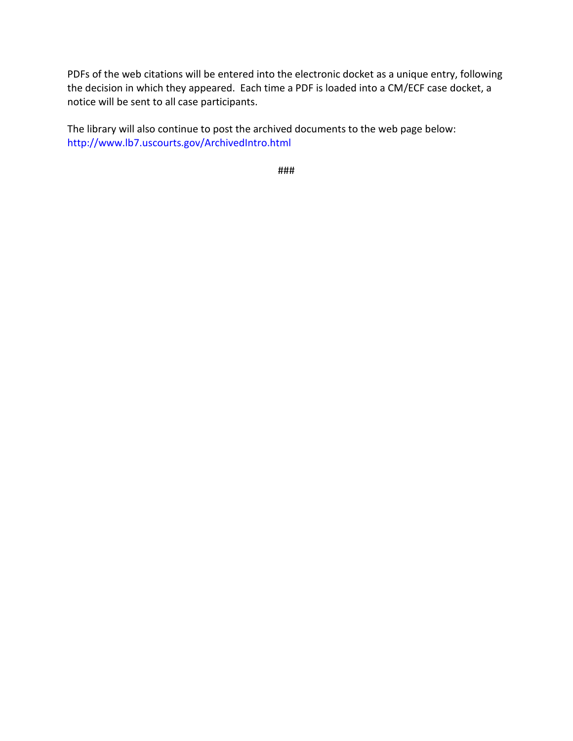PDFs of the web citations will be entered into the electronic docket as a unique entry, following the decision in which they appeared. Each time a PDF is loaded into a CM/ECF case docket, a notice will be sent to all case participants.

The library will also continue to post the archived documents to the web page below:
http://www.lb7.uscourts.gov/ArchivedIntro.html

###